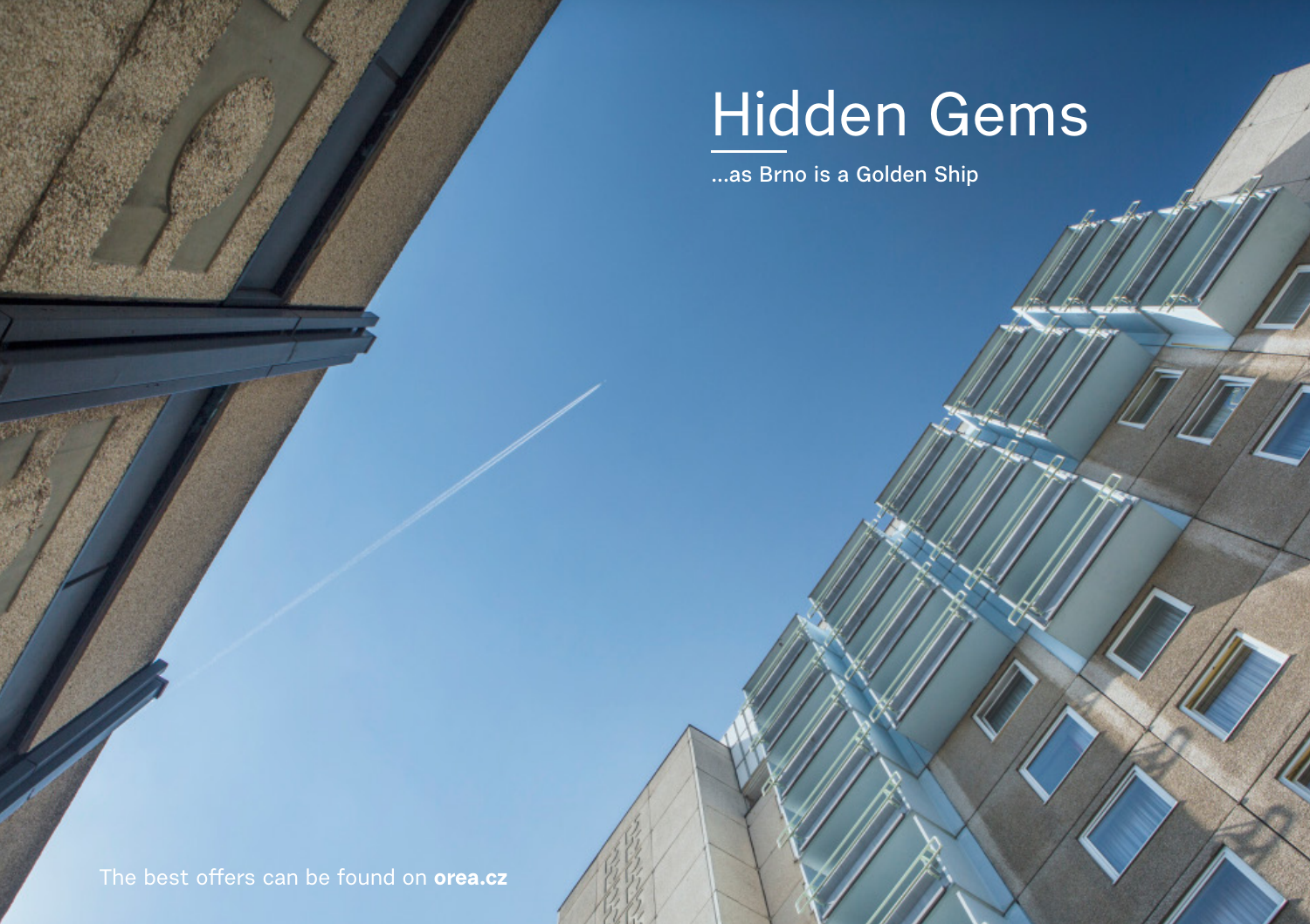# Hidden Gems

...as Brno is a Golden Ship

The best offers can be found on **orea.cz**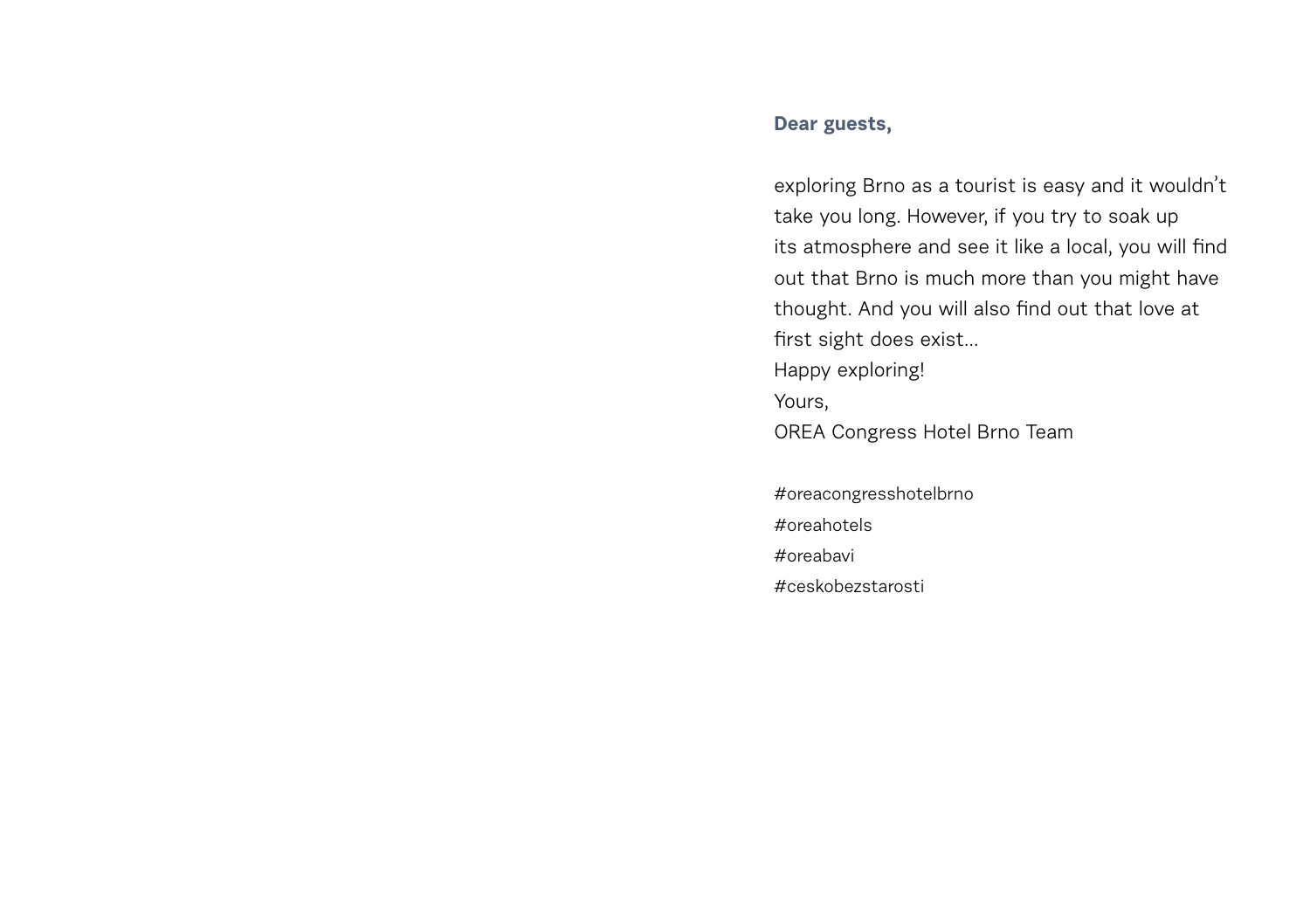**Dear guests,**

exploring Brno as a tourist is easy and it wouldn't take you long. However, if you try to soak up its atmosphere and see it like a local, you will find out that Brno is much more than you might have thought. And you will also find out that love at first sight does exist...
Happy exploring!
Yours,
OREA Congress Hotel Brno Team

#oreacongresshotelbrno
#oreahotels
#oreabavi
#ceskobezstarosti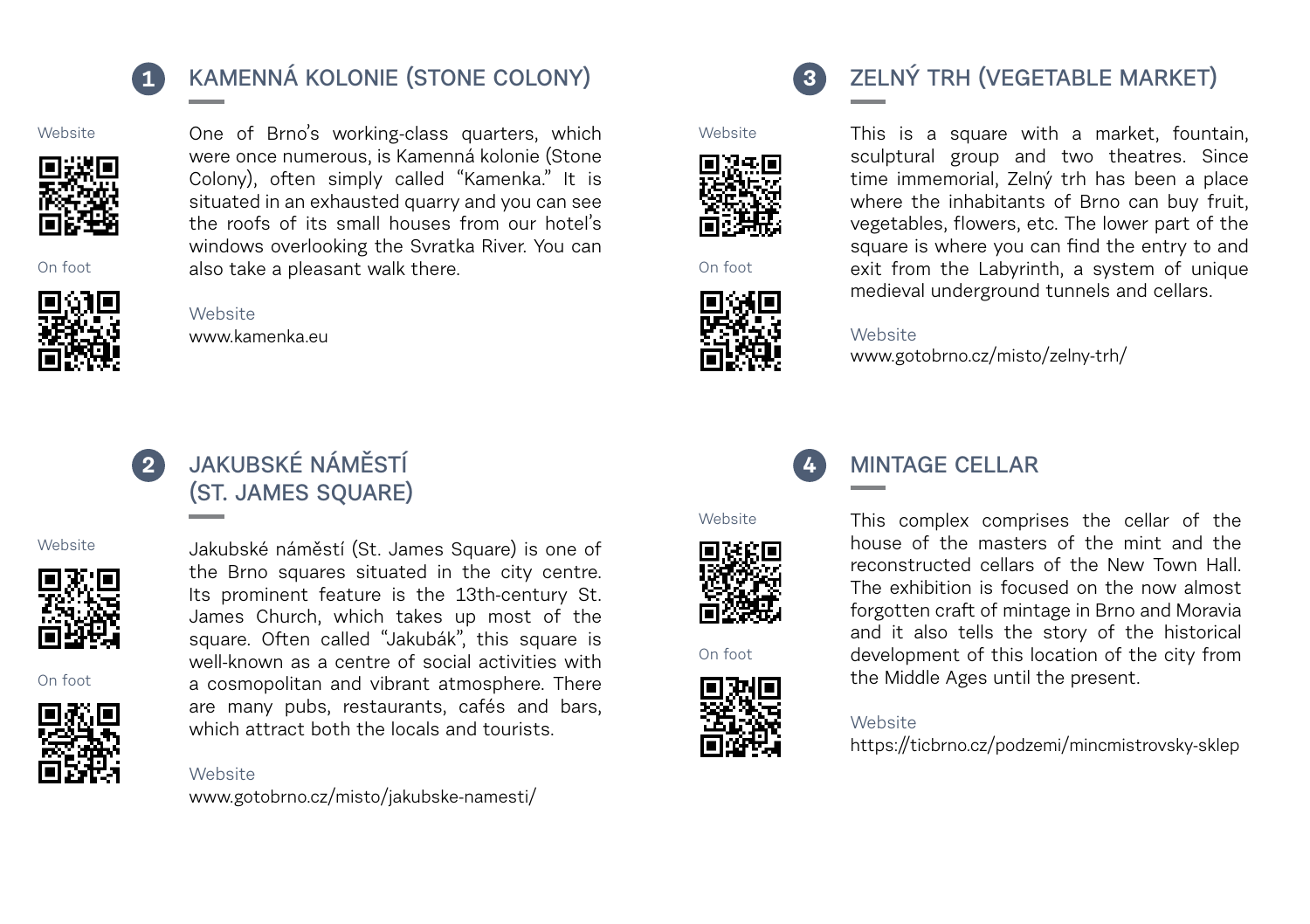## 1 KAMENNÁ KOLONIE (STONE COLONY)

Website

On foot

One of Brno's working-class quarters, which were once numerous, is Kamenná kolonie (Stone Colony), often simply called "Kamenka." It is situated in an exhausted quarry and you can see the roofs of its small houses from our hotel's windows overlooking the Svratka River. You can also take a pleasant walk there.

Website
www.kamenka.eu

## 2 JAKUBSKÉ NÁMĚSTÍ (ST. JAMES SQUARE)

Website

On foot

Jakubské náměstí (St. James Square) is one of the Brno squares situated in the city centre. Its prominent feature is the 13th-century St. James Church, which takes up most of the square. Often called "Jakubák", this square is well-known as a centre of social activities with a cosmopolitan and vibrant atmosphere. There are many pubs, restaurants, cafés and bars, which attract both the locals and tourists.

Website
www.gotobrno.cz/misto/jakubske-namesti/

## 3 ZELNÝ TRH (VEGETABLE MARKET)

Website

On foot

This is a square with a market, fountain, sculptural group and two theatres. Since time immemorial, Zelný trh has been a place where the inhabitants of Brno can buy fruit, vegetables, flowers, etc. The lower part of the square is where you can find the entry to and exit from the Labyrinth, a system of unique medieval underground tunnels and cellars.

Website
www.gotobrno.cz/misto/zelny-trh/

## 4 MINTAGE CELLAR

Website

On foot

This complex comprises the cellar of the house of the masters of the mint and the reconstructed cellars of the New Town Hall. The exhibition is focused on the now almost forgotten craft of mintage in Brno and Moravia and it also tells the story of the historical development of this location of the city from the Middle Ages until the present.

Website
https://ticbrno.cz/podzemi/mincmistrovsky-sklep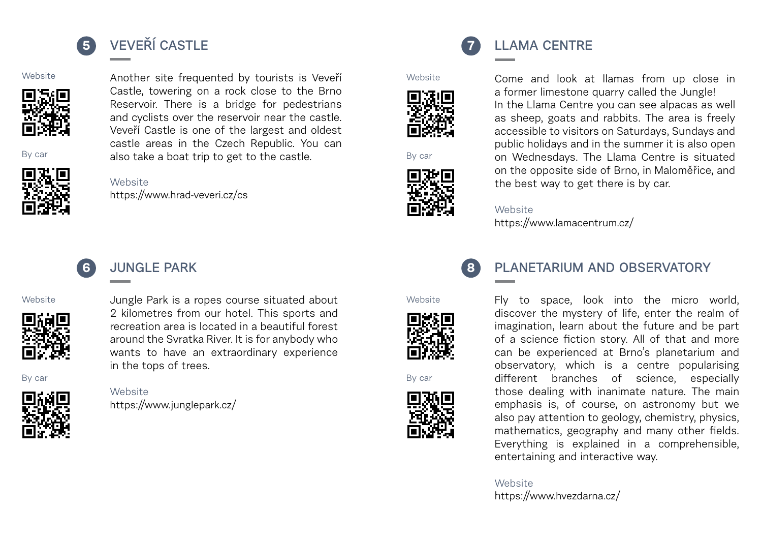## 5 VEVEŘÍ CASTLE

Website

By car

Another site frequented by tourists is Veveří Castle, towering on a rock close to the Brno Reservoir. There is a bridge for pedestrians and cyclists over the reservoir near the castle. Veveří Castle is one of the largest and oldest castle areas in the Czech Republic. You can also take a boat trip to get to the castle.

Website
https://www.hrad-veveri.cz/cs

## 6 JUNGLE PARK

Website

By car

Jungle Park is a ropes course situated about 2 kilometres from our hotel. This sports and recreation area is located in a beautiful forest around the Svratka River. It is for anybody who wants to have an extraordinary experience in the tops of trees.

Website
https://www.junglepark.cz/

## 7 LLAMA CENTRE

Website

By car

Come and look at llamas from up close in a former limestone quarry called the Jungle! In the Llama Centre you can see alpacas as well as sheep, goats and rabbits. The area is freely accessible to visitors on Saturdays, Sundays and public holidays and in the summer it is also open on Wednesdays. The Llama Centre is situated on the opposite side of Brno, in Maloměřice, and the best way to get there is by car.

Website
https://www.lamacentrum.cz/

## 8 PLANETARIUM AND OBSERVATORY

Website

By car

Fly to space, look into the micro world, discover the mystery of life, enter the realm of imagination, learn about the future and be part of a science fiction story. All of that and more can be experienced at Brno's planetarium and observatory, which is a centre popularising different branches of science, especially those dealing with inanimate nature. The main emphasis is, of course, on astronomy but we also pay attention to geology, chemistry, physics, mathematics, geography and many other fields. Everything is explained in a comprehensible, entertaining and interactive way.

Website
https://www.hvezdarna.cz/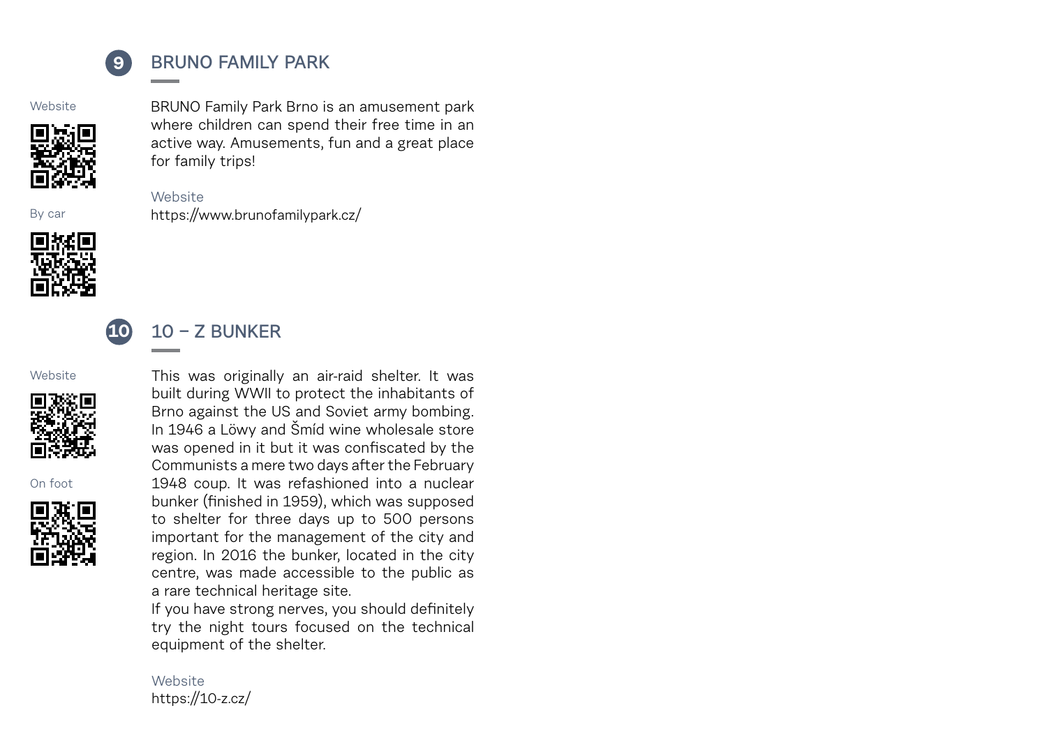## 9 BRUNO FAMILY PARK

Website

By car

BRUNO Family Park Brno is an amusement park where children can spend their free time in an active way. Amusements, fun and a great place for family trips!

Website
https://www.brunofamilypark.cz/

## 10 10 – Z BUNKER

Website

On foot

This was originally an air-raid shelter. It was built during WWII to protect the inhabitants of Brno against the US and Soviet army bombing. In 1946 a Löwy and Šmíd wine wholesale store was opened in it but it was confiscated by the Communists a mere two days after the February 1948 coup. It was refashioned into a nuclear bunker (finished in 1959), which was supposed to shelter for three days up to 500 persons important for the management of the city and region. In 2016 the bunker, located in the city centre, was made accessible to the public as a rare technical heritage site.
If you have strong nerves, you should definitely try the night tours focused on the technical equipment of the shelter.

Website
https://10-z.cz/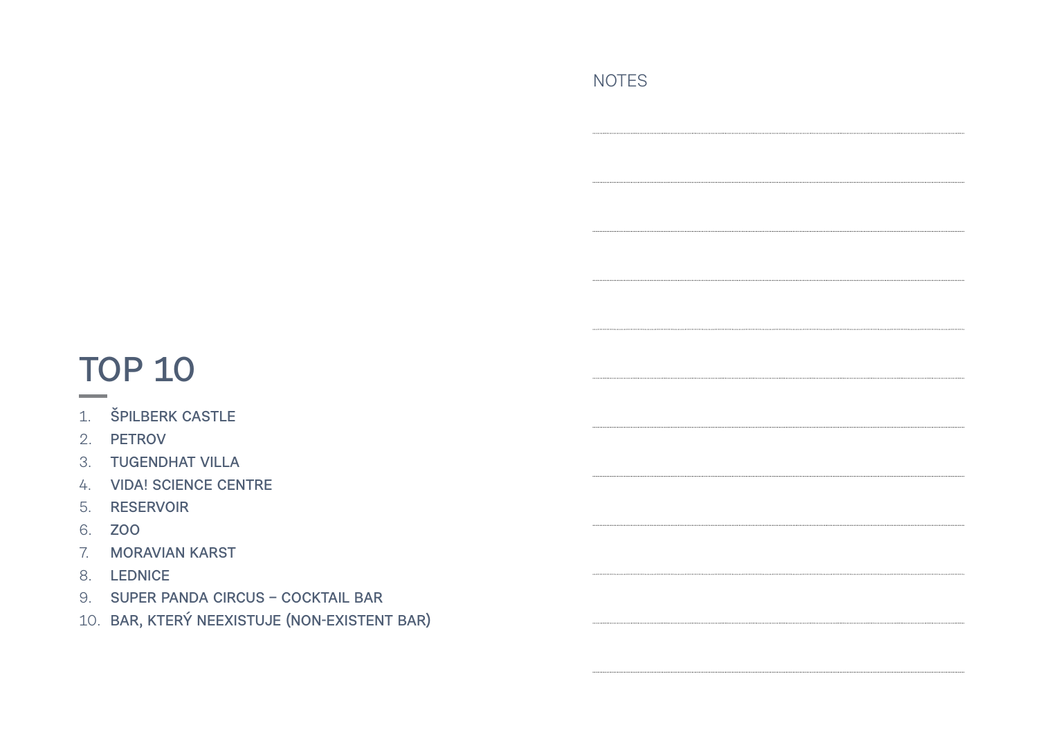## TOP 10

1. ŠPILBERK CASTLE
2. PETROV
3. TUGENDHAT VILLA
4. VIDA! SCIENCE CENTRE
5. RESERVOIR
6. ZOO
7. MORAVIAN KARST
8. LEDNICE
9. SUPER PANDA CIRCUS – COCKTAIL BAR
10. BAR, KTERÝ NEEXISTUJE (NON-EXISTENT BAR)

NOTES